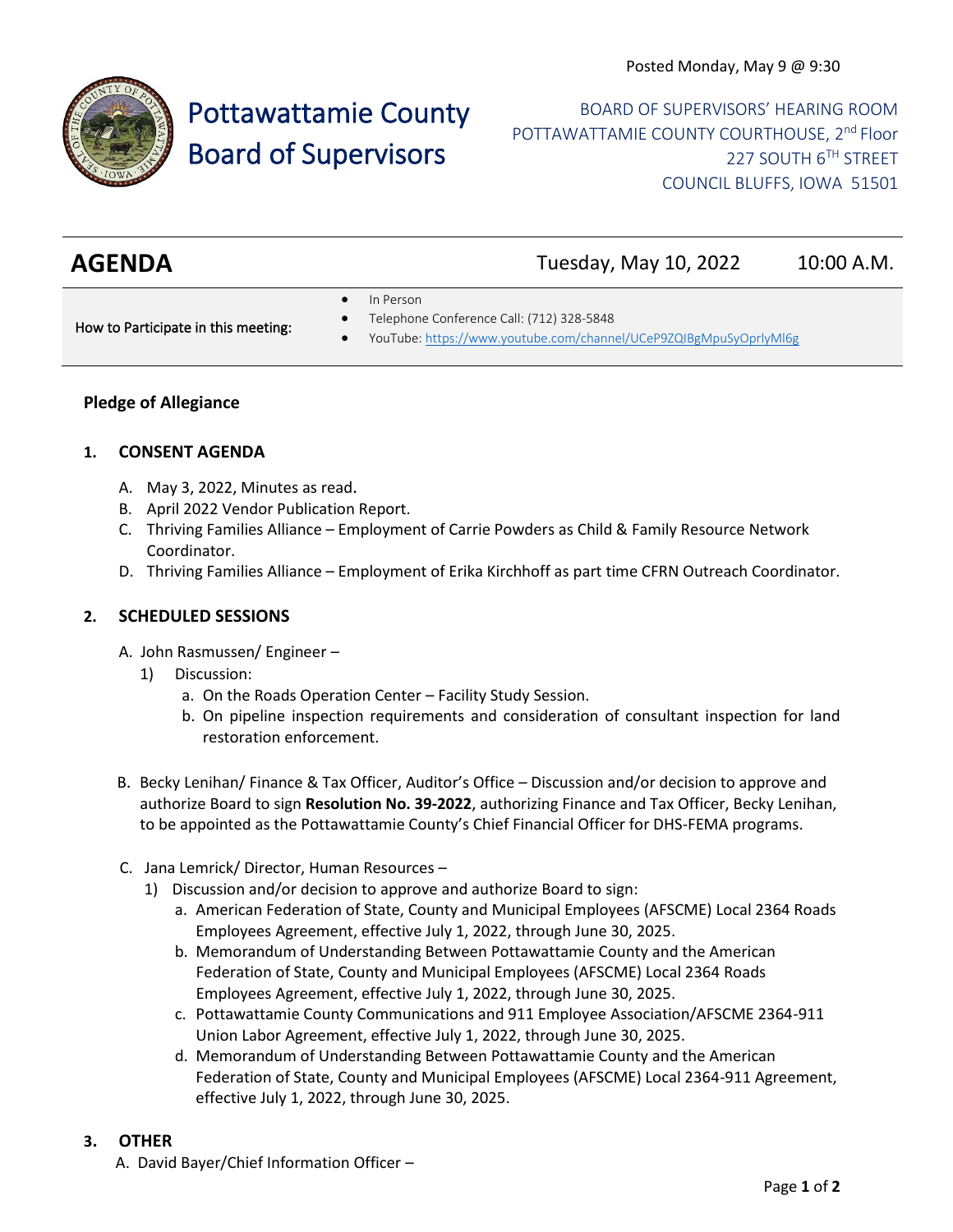Posted Monday, May 9 @ 9:30

# Pottawattamie County Board of Supervisors

BOARD OF SUPERVISORS' HEARING ROOM
POTTAWATTAMIE COUNTY COURTHOUSE, 2nd Floor
227 SOUTH 6TH STREET
COUNCIL BLUFFS, IOWA 51501

## AGENDA

Tuesday, May 10, 2022 10:00 A.M.

How to Participate in this meeting:

- In Person
- Telephone Conference Call: (712) 328-5848
- YouTube: https://www.youtube.com/channel/UCeP9ZQIBgMpuSyOprlyMl6g

**Pledge of Allegiance**

**1. CONSENT AGENDA**

A. May 3, 2022, Minutes as read.
B. April 2022 Vendor Publication Report.
C. Thriving Families Alliance – Employment of Carrie Powders as Child & Family Resource Network Coordinator.
D. Thriving Families Alliance – Employment of Erika Kirchhoff as part time CFRN Outreach Coordinator.

**2. SCHEDULED SESSIONS**

A. John Rasmussen/ Engineer –
   1) Discussion:
      a. On the Roads Operation Center – Facility Study Session.
      b. On pipeline inspection requirements and consideration of consultant inspection for land restoration enforcement.

B. Becky Lenihan/ Finance & Tax Officer, Auditor's Office – Discussion and/or decision to approve and authorize Board to sign **Resolution No. 39-2022**, authorizing Finance and Tax Officer, Becky Lenihan, to be appointed as the Pottawattamie County's Chief Financial Officer for DHS-FEMA programs.

C. Jana Lemrick/ Director, Human Resources –
   1) Discussion and/or decision to approve and authorize Board to sign:
      a. American Federation of State, County and Municipal Employees (AFSCME) Local 2364 Roads Employees Agreement, effective July 1, 2022, through June 30, 2025.
      b. Memorandum of Understanding Between Pottawattamie County and the American Federation of State, County and Municipal Employees (AFSCME) Local 2364 Roads Employees Agreement, effective July 1, 2022, through June 30, 2025.
      c. Pottawattamie County Communications and 911 Employee Association/AFSCME 2364-911 Union Labor Agreement, effective July 1, 2022, through June 30, 2025.
      d. Memorandum of Understanding Between Pottawattamie County and the American Federation of State, County and Municipal Employees (AFSCME) Local 2364-911 Agreement, effective July 1, 2022, through June 30, 2025.

**3. OTHER**

A. David Bayer/Chief Information Officer –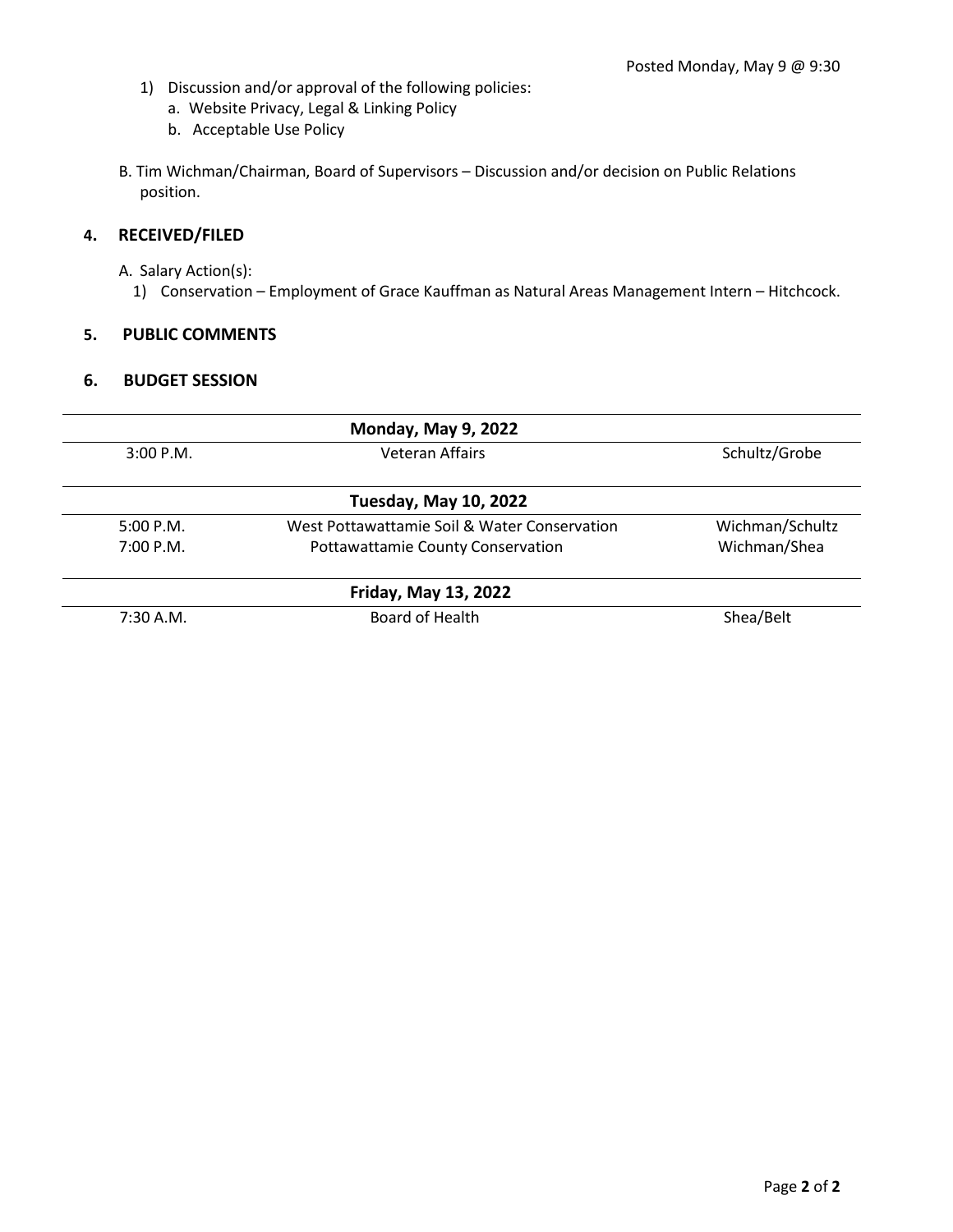Posted Monday, May 9 @ 9:30

1) Discussion and/or approval of the following policies:
   a. Website Privacy, Legal & Linking Policy
   b. Acceptable Use Policy

B. Tim Wichman/Chairman, Board of Supervisors – Discussion and/or decision on Public Relations position.

## 4. RECEIVED/FILED

A. Salary Action(s):
   1) Conservation – Employment of Grace Kauffman as Natural Areas Management Intern – Hitchcock.

## 5. PUBLIC COMMENTS

## 6. BUDGET SESSION

| | | |
|---|---|---|
| | **Monday, May 9, 2022** | |
| 3:00 P.M. | Veteran Affairs | Schultz/Grobe |
| | **Tuesday, May 10, 2022** | |
| 5:00 P.M. | West Pottawattamie Soil & Water Conservation | Wichman/Schultz |
| 7:00 P.M. | Pottawattamie County Conservation | Wichman/Shea |
| | **Friday, May 13, 2022** | |
| 7:30 A.M. | Board of Health | Shea/Belt |